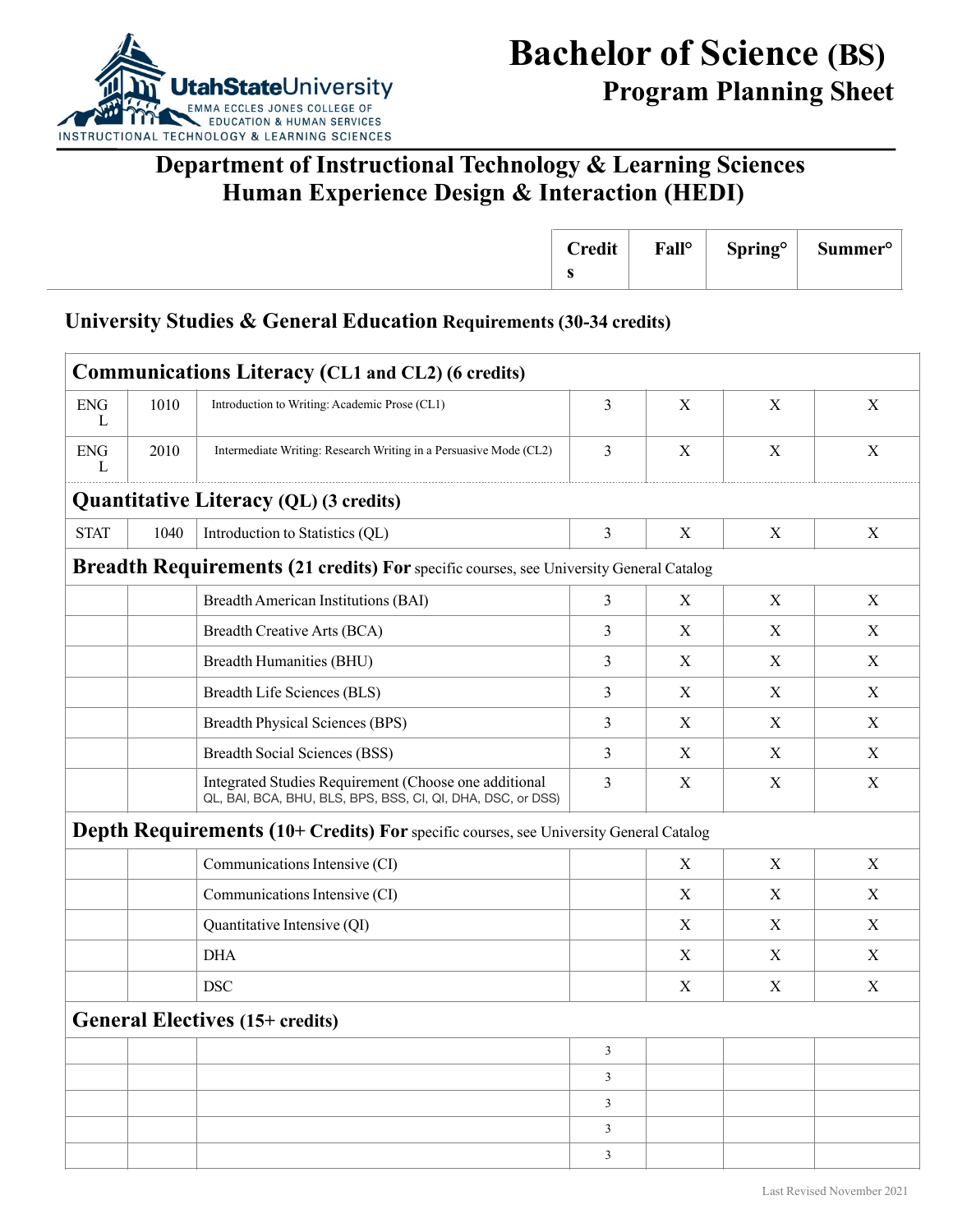UtahStateUniversity
EMMA ECCLES JONES COLLEGE OF EDUCATION & HUMAN SERVICES
INSTRUCTIONAL TECHNOLOGY & LEARNING SCIENCES

# Bachelor of Science (BS)
## Program Planning Sheet

## Department of Instructional Technology & Learning Sciences
## Human Experience Design & Interaction (HEDI)

### University Studies & General Education Requirements (30-34 credits)

| | | | Credits | Fall° | Spring° | Summer° |
|---|---|---|---|---|---|---|
| **Communications Literacy (CL1 and CL2) (6 credits)** | | | | | | |
| ENGL | 1010 | Introduction to Writing: Academic Prose (CL1) | 3 | X | X | X |
| ENGL | 2010 | Intermediate Writing: Research Writing in a Persuasive Mode (CL2) | 3 | X | X | X |
| **Quantitative Literacy (QL) (3 credits)** | | | | | | |
| STAT | 1040 | Introduction to Statistics (QL) | 3 | X | X | X |
| **Breadth Requirements (21 credits) For** specific courses, see University General Catalog | | | | | | |
| | | Breadth American Institutions (BAI) | 3 | X | X | X |
| | | Breadth Creative Arts (BCA) | 3 | X | X | X |
| | | Breadth Humanities (BHU) | 3 | X | X | X |
| | | Breadth Life Sciences (BLS) | 3 | X | X | X |
| | | Breadth Physical Sciences (BPS) | 3 | X | X | X |
| | | Breadth Social Sciences (BSS) | 3 | X | X | X |
| | | Integrated Studies Requirement (Choose one additional QL, BAI, BCA, BHU, BLS, BPS, BSS, CI, QI, DHA, DSC, or DSS) | 3 | X | X | X |
| **Depth Requirements (10+ Credits) For** specific courses, see University General Catalog | | | | | | |
| | | Communications Intensive (CI) | | X | X | X |
| | | Communications Intensive (CI) | | X | X | X |
| | | Quantitative Intensive (QI) | | X | X | X |
| | | DHA | | X | X | X |
| | | DSC | | X | X | X |
| **General Electives (15+ credits)** | | | | | | |
| | | | 3 | | | |
| | | | 3 | | | |
| | | | 3 | | | |
| | | | 3 | | | |
| | | | 3 | | | |

Last Revised November 2021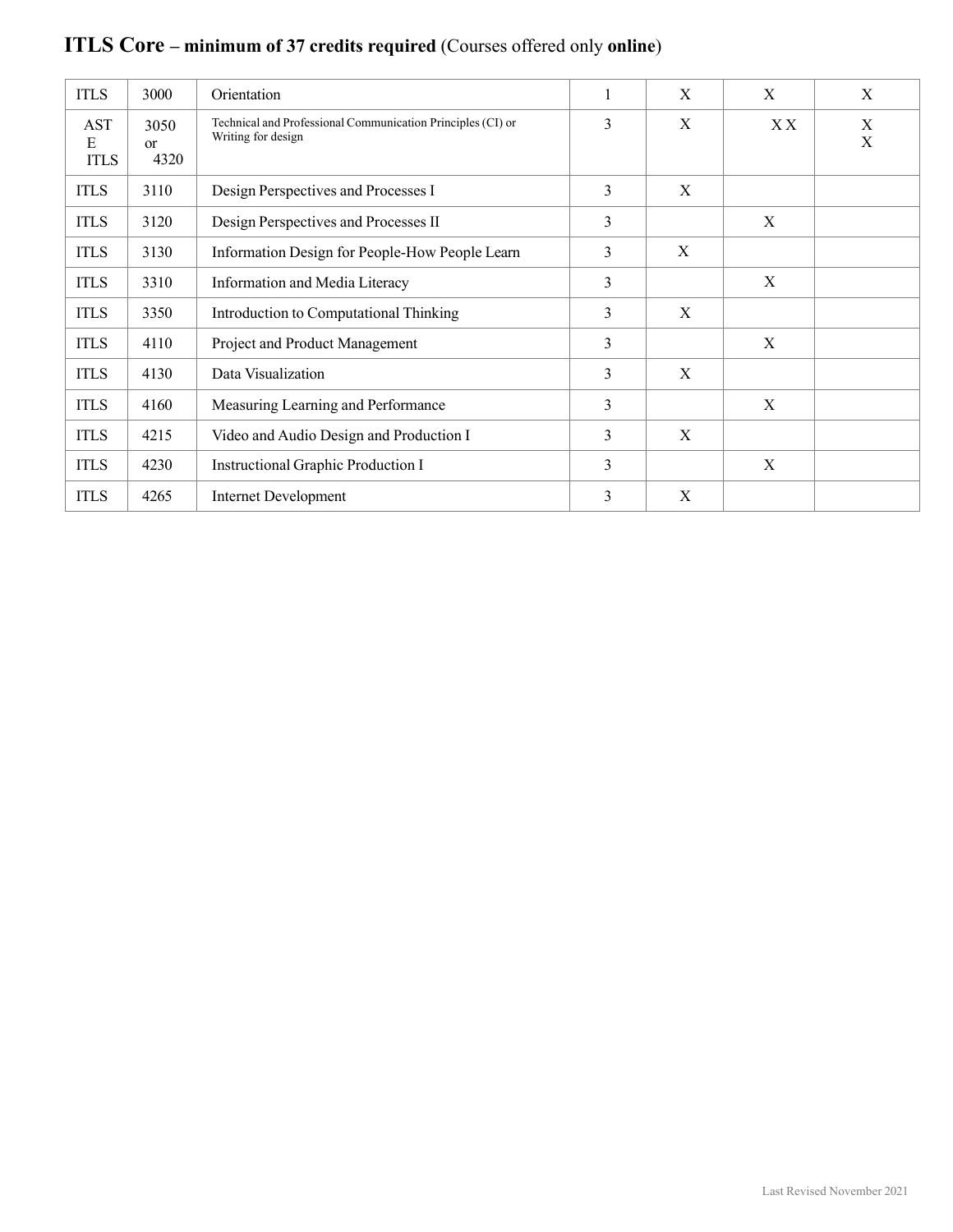## ITLS Core – minimum of 37 credits required (Courses offered only **online**)

| | | | | | | |
|---|---|---|---|---|---|---|
| ITLS | 3000 | Orientation | 1 | X | X | X |
| ASTE ITLS | 3050 or 4320 | Technical and Professional Communication Principles (CI) or Writing for design | 3 | X | X X | X X |
| ITLS | 3110 | Design Perspectives and Processes I | 3 | X | | |
| ITLS | 3120 | Design Perspectives and Processes II | 3 | | X | |
| ITLS | 3130 | Information Design for People-How People Learn | 3 | X | | |
| ITLS | 3310 | Information and Media Literacy | 3 | | X | |
| ITLS | 3350 | Introduction to Computational Thinking | 3 | X | | |
| ITLS | 4110 | Project and Product Management | 3 | | X | |
| ITLS | 4130 | Data Visualization | 3 | X | | |
| ITLS | 4160 | Measuring Learning and Performance | 3 | | X | |
| ITLS | 4215 | Video and Audio Design and Production I | 3 | X | | |
| ITLS | 4230 | Instructional Graphic Production I | 3 | | X | |
| ITLS | 4265 | Internet Development | 3 | X | | |

Last Revised November 2021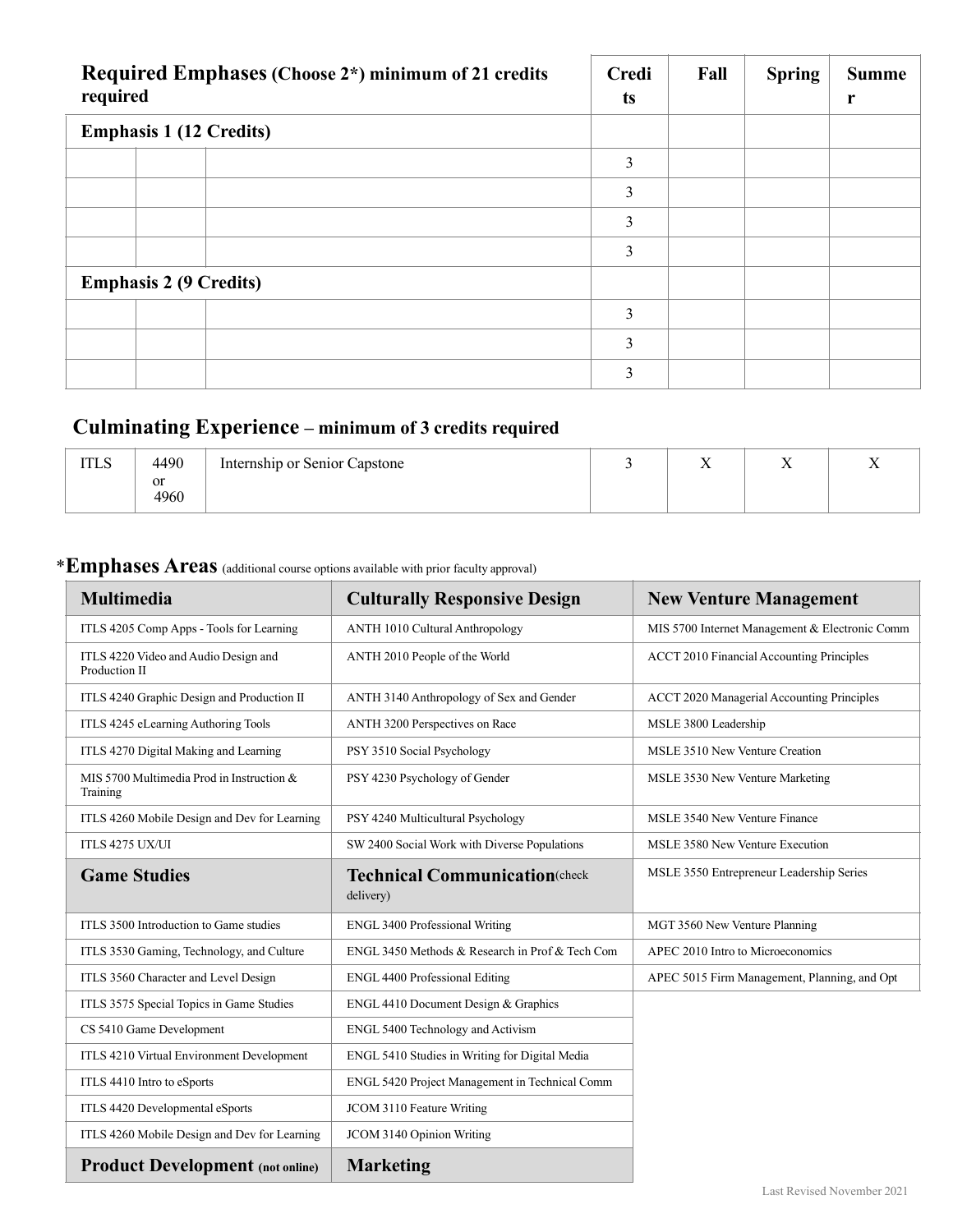| Required Emphases (Choose 2*) minimum of 21 credits required | | | Credits | Fall | Spring | Summer |
|---|---|---|---|---|---|---|
| **Emphasis 1 (12 Credits)** | | | | | | |
| | | | 3 | | | |
| | | | 3 | | | |
| | | | 3 | | | |
| | | | 3 | | | |
| **Emphasis 2 (9 Credits)** | | | | | | |
| | | | 3 | | | |
| | | | 3 | | | |
| | | | 3 | | | |

## Culminating Experience – minimum of 3 credits required

| | | | | | | |
|---|---|---|---|---|---|---|
| ITLS | 4490 or 4960 | Internship or Senior Capstone | 3 | X | X | X |

## *Emphases Areas (additional course options available with prior faculty approval)

| Multimedia | Culturally Responsive Design | New Venture Management |
|---|---|---|
| ITLS 4205 Comp Apps - Tools for Learning | ANTH 1010 Cultural Anthropology | MIS 5700 Internet Management & Electronic Comm |
| ITLS 4220 Video and Audio Design and Production II | ANTH 2010 People of the World | ACCT 2010 Financial Accounting Principles |
| ITLS 4240 Graphic Design and Production II | ANTH 3140 Anthropology of Sex and Gender | ACCT 2020 Managerial Accounting Principles |
| ITLS 4245 eLearning Authoring Tools | ANTH 3200 Perspectives on Race | MSLE 3800 Leadership |
| ITLS 4270 Digital Making and Learning | PSY 3510 Social Psychology | MSLE 3510 New Venture Creation |
| MIS 5700 Multimedia Prod in Instruction & Training | PSY 4230 Psychology of Gender | MSLE 3530 New Venture Marketing |
| ITLS 4260 Mobile Design and Dev for Learning | PSY 4240 Multicultural Psychology | MSLE 3540 New Venture Finance |
| ITLS 4275 UX/UI | SW 2400 Social Work with Diverse Populations | MSLE 3580 New Venture Execution |
| **Game Studies** | **Technical Communication** (check delivery) | MSLE 3550 Entrepreneur Leadership Series |
| ITLS 3500 Introduction to Game studies | ENGL 3400 Professional Writing | MGT 3560 New Venture Planning |
| ITLS 3530 Gaming, Technology, and Culture | ENGL 3450 Methods & Research in Prof & Tech Com | APEC 2010 Intro to Microeconomics |
| ITLS 3560 Character and Level Design | ENGL 4400 Professional Editing | APEC 5015 Firm Management, Planning, and Opt |
| ITLS 3575 Special Topics in Game Studies | ENGL 4410 Document Design & Graphics | |
| CS 5410 Game Development | ENGL 5400 Technology and Activism | |
| ITLS 4210 Virtual Environment Development | ENGL 5410 Studies in Writing for Digital Media | |
| ITLS 4410 Intro to eSports | ENGL 5420 Project Management in Technical Comm | |
| ITLS 4420 Developmental eSports | JCOM 3110 Feature Writing | |
| ITLS 4260 Mobile Design and Dev for Learning | JCOM 3140 Opinion Writing | |
| **Product Development** (not online) | **Marketing** | |

Last Revised November 2021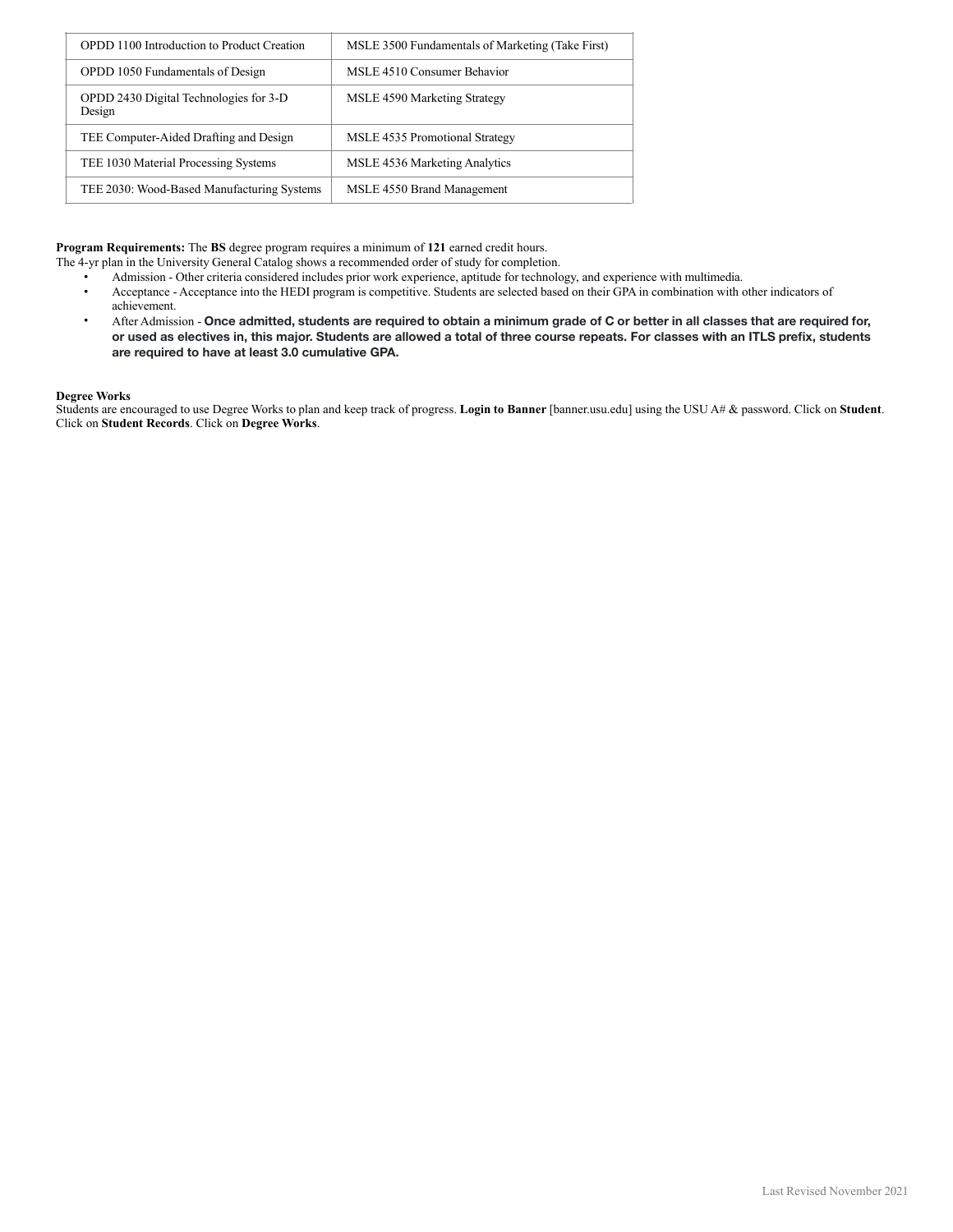| | |
|---|---|
| OPDD 1100 Introduction to Product Creation | MSLE 3500 Fundamentals of Marketing (Take First) |
| OPDD 1050 Fundamentals of Design | MSLE 4510 Consumer Behavior |
| OPDD 2430 Digital Technologies for 3-D Design | MSLE 4590 Marketing Strategy |
| TEE Computer-Aided Drafting and Design | MSLE 4535 Promotional Strategy |
| TEE 1030 Material Processing Systems | MSLE 4536 Marketing Analytics |
| TEE 2030: Wood-Based Manufacturing Systems | MSLE 4550 Brand Management |

**Program Requirements:** The **BS** degree program requires a minimum of **121** earned credit hours.
The 4-yr plan in the University General Catalog shows a recommended order of study for completion.

- Admission - Other criteria considered includes prior work experience, aptitude for technology, and experience with multimedia.
- Acceptance - Acceptance into the HEDI program is competitive. Students are selected based on their GPA in combination with other indicators of achievement.
- After Admission - **Once admitted, students are required to obtain a minimum grade of C or better in all classes that are required for, or used as electives in, this major. Students are allowed a total of three course repeats. For classes with an ITLS prefix, students are required to have at least 3.0 cumulative GPA.**

**Degree Works**
Students are encouraged to use Degree Works to plan and keep track of progress. **Login to Banner** [banner.usu.edu] using the USU A# & password. Click on **Student**. Click on **Student Records**. Click on **Degree Works**.

Last Revised November 2021